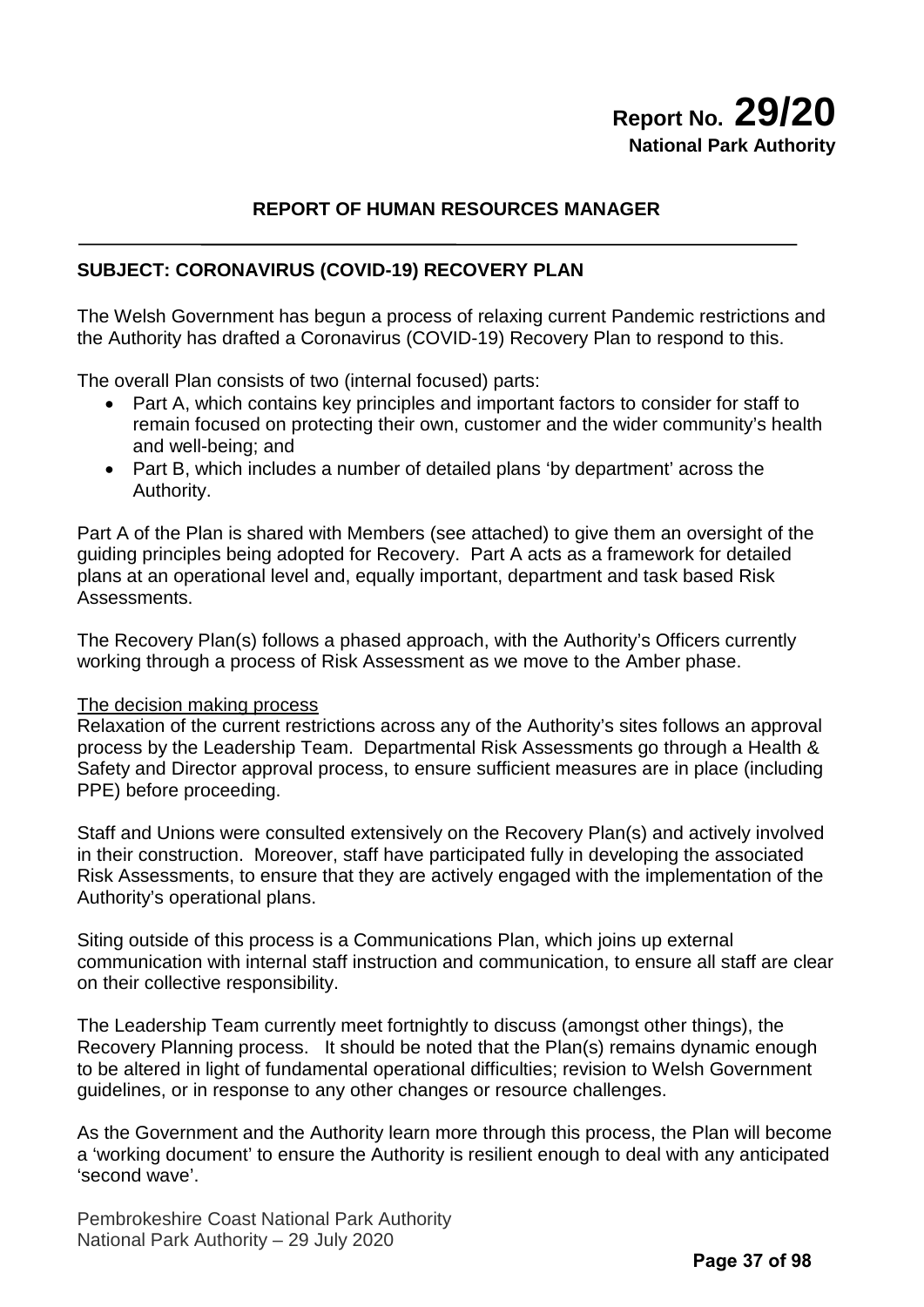# Report No. 29/20
**National Park Authority**

## REPORT OF HUMAN RESOURCES MANAGER

---

## SUBJECT: CORONAVIRUS (COVID-19) RECOVERY PLAN

The Welsh Government has begun a process of relaxing current Pandemic restrictions and the Authority has drafted a Coronavirus (COVID-19) Recovery Plan to respond to this.

The overall Plan consists of two (internal focused) parts:

- Part A, which contains key principles and important factors to consider for staff to remain focused on protecting their own, customer and the wider community's health and well-being; and
- Part B, which includes a number of detailed plans 'by department' across the Authority.

Part A of the Plan is shared with Members (see attached) to give them an oversight of the guiding principles being adopted for Recovery. Part A acts as a framework for detailed plans at an operational level and, equally important, department and task based Risk Assessments.

The Recovery Plan(s) follows a phased approach, with the Authority's Officers currently working through a process of Risk Assessment as we move to the Amber phase.

<u>The decision making process</u>

Relaxation of the current restrictions across any of the Authority's sites follows an approval process by the Leadership Team. Departmental Risk Assessments go through a Health & Safety and Director approval process, to ensure sufficient measures are in place (including PPE) before proceeding.

Staff and Unions were consulted extensively on the Recovery Plan(s) and actively involved in their construction. Moreover, staff have participated fully in developing the associated Risk Assessments, to ensure that they are actively engaged with the implementation of the Authority's operational plans.

Siting outside of this process is a Communications Plan, which joins up external communication with internal staff instruction and communication, to ensure all staff are clear on their collective responsibility.

The Leadership Team currently meet fortnightly to discuss (amongst other things), the Recovery Planning process. It should be noted that the Plan(s) remains dynamic enough to be altered in light of fundamental operational difficulties; revision to Welsh Government guidelines, or in response to any other changes or resource challenges.

As the Government and the Authority learn more through this process, the Plan will become a 'working document' to ensure the Authority is resilient enough to deal with any anticipated 'second wave'.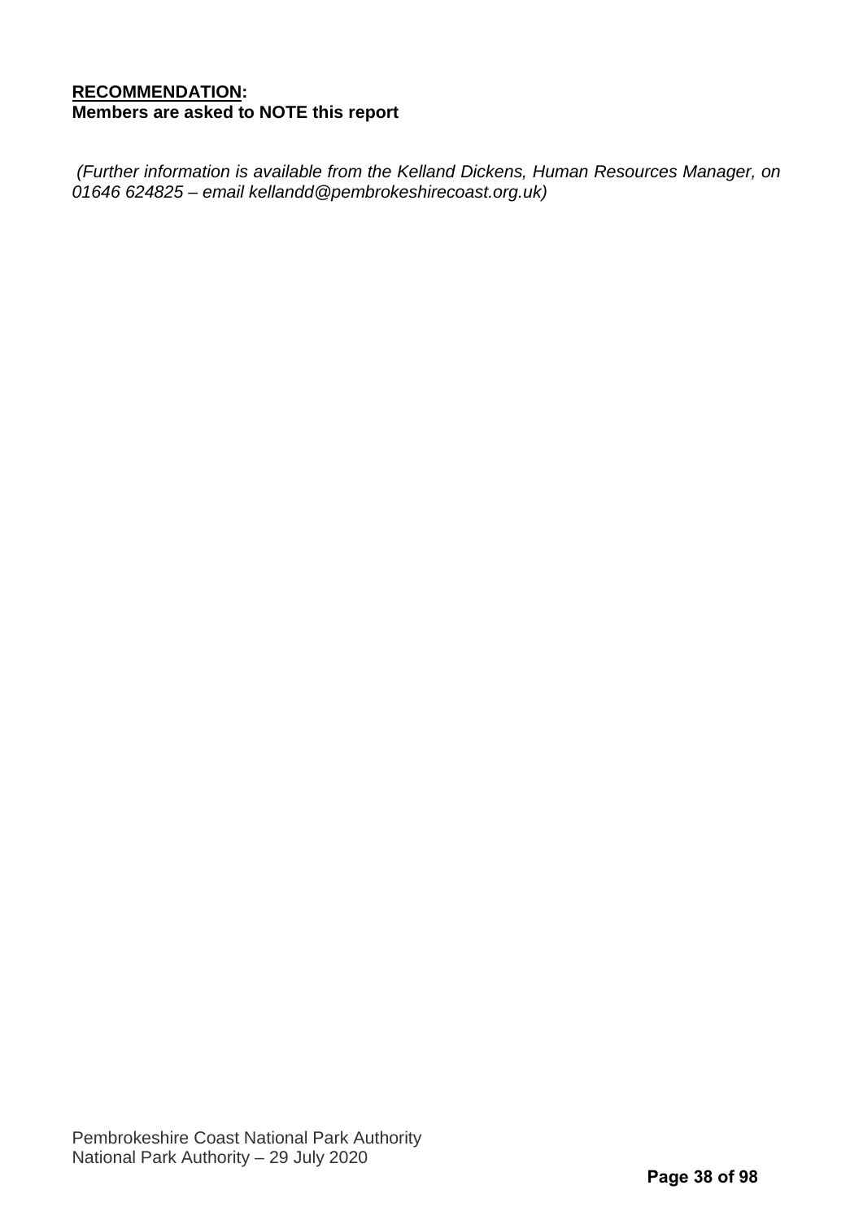**<u>RECOMMENDATION</u>:**
**Members are asked to NOTE this report**

*(Further information is available from the Kelland Dickens, Human Resources Manager, on 01646 624825 – email kellandd@pembrokeshirecoast.org.uk)*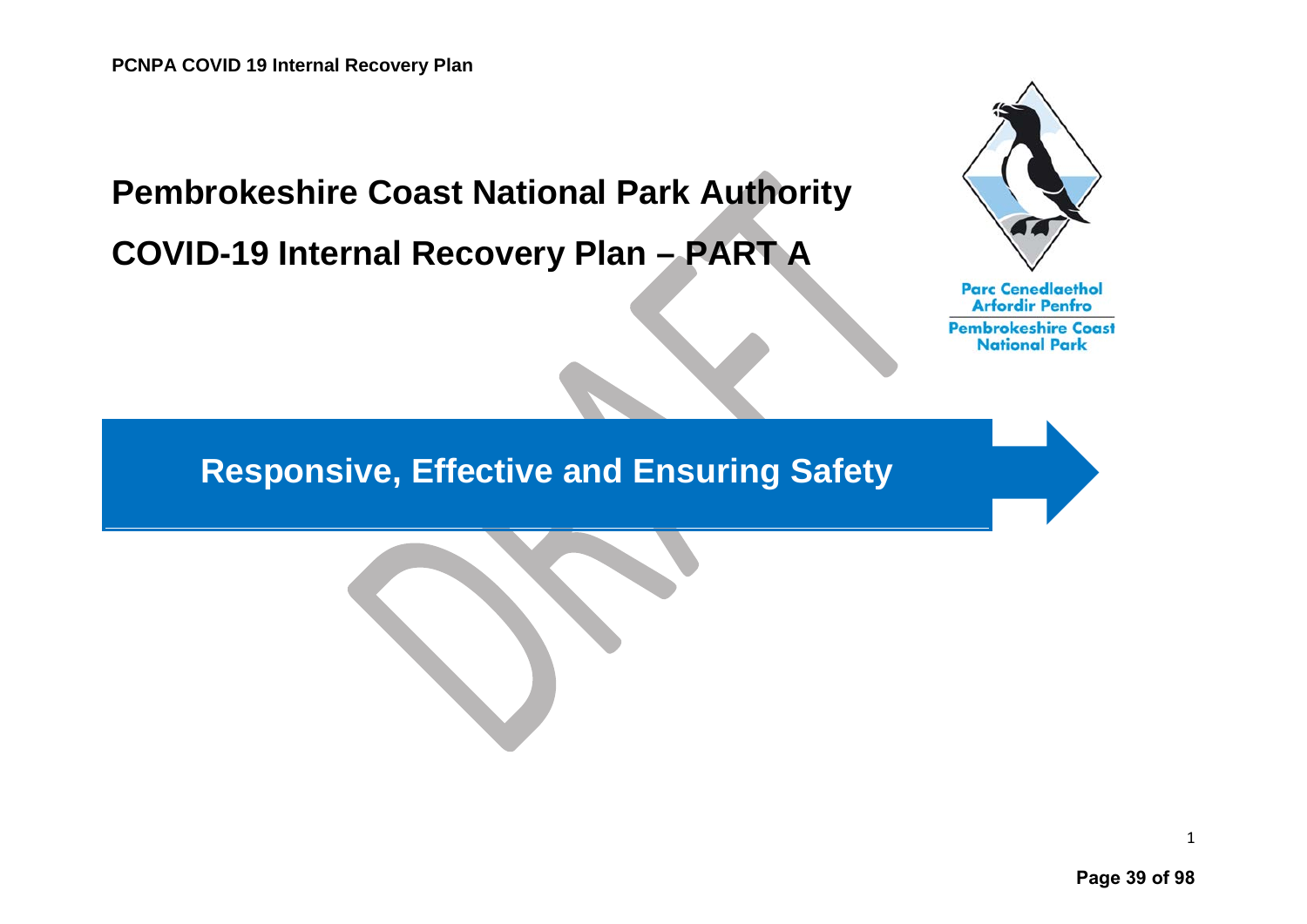# Pembrokeshire Coast National Park Authority

# COVID-19 Internal Recovery Plan – PART A

Parc Cenedlaethol Arfordir Penfro

Pembrokeshire Coast National Park

## Responsive, Effective and Ensuring Safety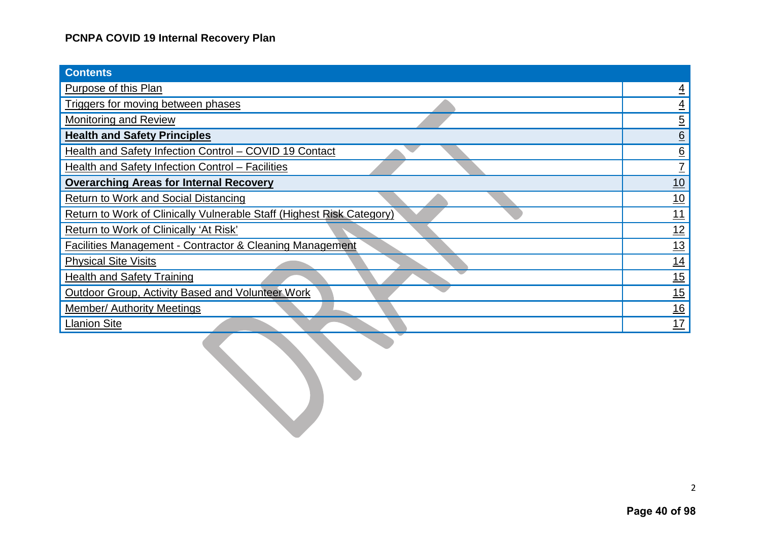**PCNPA COVID 19 Internal Recovery Plan**

| Contents | |
|---|---|
| Purpose of this Plan | 4 |
| Triggers for moving between phases | 4 |
| Monitoring and Review | 5 |
| **Health and Safety Principles** | 6 |
| Health and Safety Infection Control – COVID 19 Contact | 6 |
| Health and Safety Infection Control – Facilities | 7 |
| **Overarching Areas for Internal Recovery** | 10 |
| Return to Work and Social Distancing | 10 |
| Return to Work of Clinically Vulnerable Staff (Highest Risk Category) | 11 |
| Return to Work of Clinically 'At Risk' | 12 |
| Facilities Management - Contractor & Cleaning Management | 13 |
| Physical Site Visits | 14 |
| Health and Safety Training | 15 |
| Outdoor Group, Activity Based and Volunteer Work | 15 |
| Member/ Authority Meetings | 16 |
| Llanion Site | 17 |

DRAFT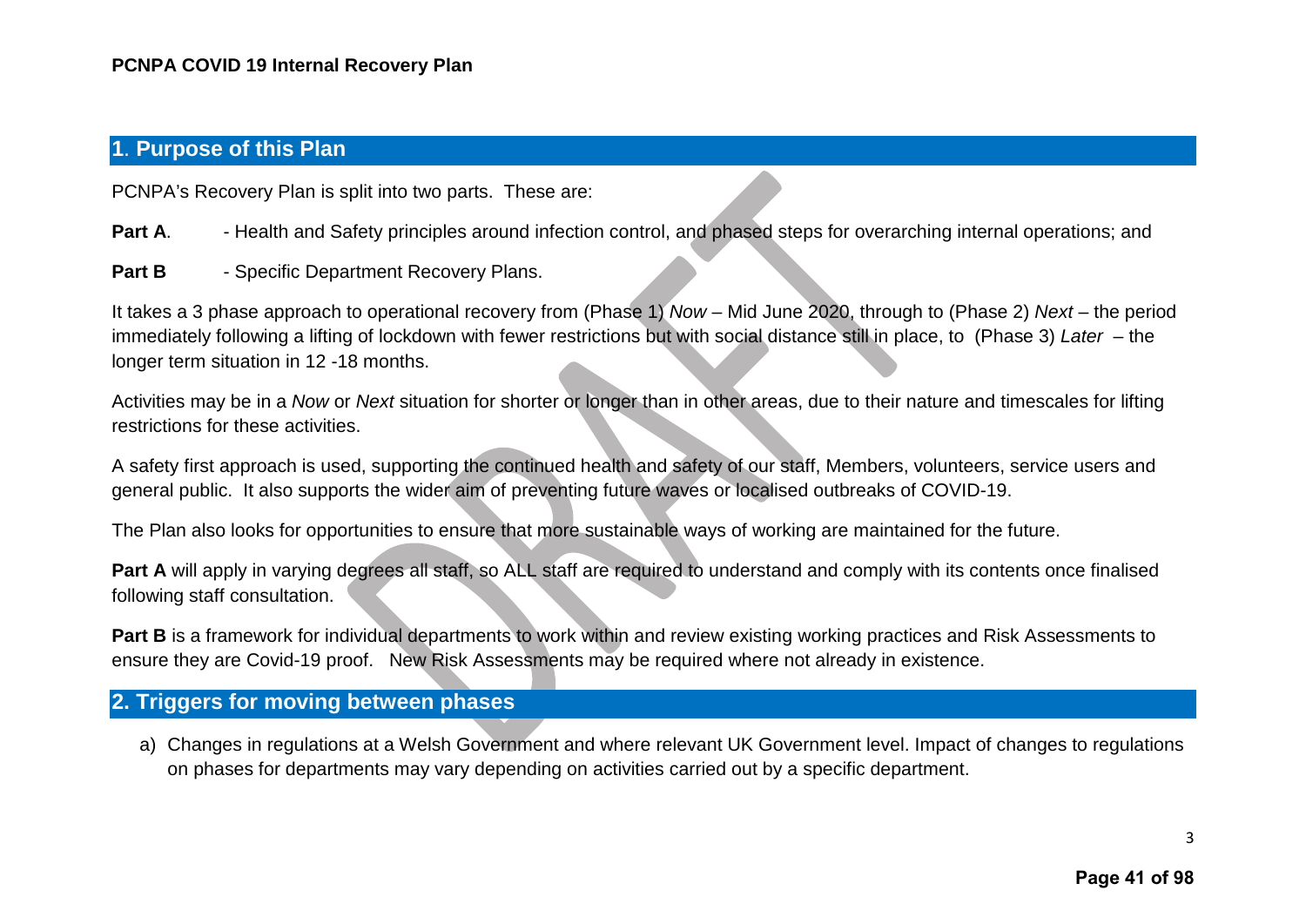**PCNPA COVID 19 Internal Recovery Plan**

## 1. Purpose of this Plan

PCNPA's Recovery Plan is split into two parts. These are:

**Part A**. - Health and Safety principles around infection control, and phased steps for overarching internal operations; and

**Part B** - Specific Department Recovery Plans.

It takes a 3 phase approach to operational recovery from (Phase 1) *Now* – Mid June 2020, through to (Phase 2) *Next* – the period immediately following a lifting of lockdown with fewer restrictions but with social distance still in place, to (Phase 3) *Later* – the longer term situation in 12 -18 months.

Activities may be in a *Now* or *Next* situation for shorter or longer than in other areas, due to their nature and timescales for lifting restrictions for these activities.

A safety first approach is used, supporting the continued health and safety of our staff, Members, volunteers, service users and general public. It also supports the wider aim of preventing future waves or localised outbreaks of COVID-19.

The Plan also looks for opportunities to ensure that more sustainable ways of working are maintained for the future.

**Part A** will apply in varying degrees all staff, so ALL staff are required to understand and comply with its contents once finalised following staff consultation.

**Part B** is a framework for individual departments to work within and review existing working practices and Risk Assessments to ensure they are Covid-19 proof. New Risk Assessments may be required where not already in existence.

## 2. Triggers for moving between phases

a) Changes in regulations at a Welsh Government and where relevant UK Government level. Impact of changes to regulations on phases for departments may vary depending on activities carried out by a specific department.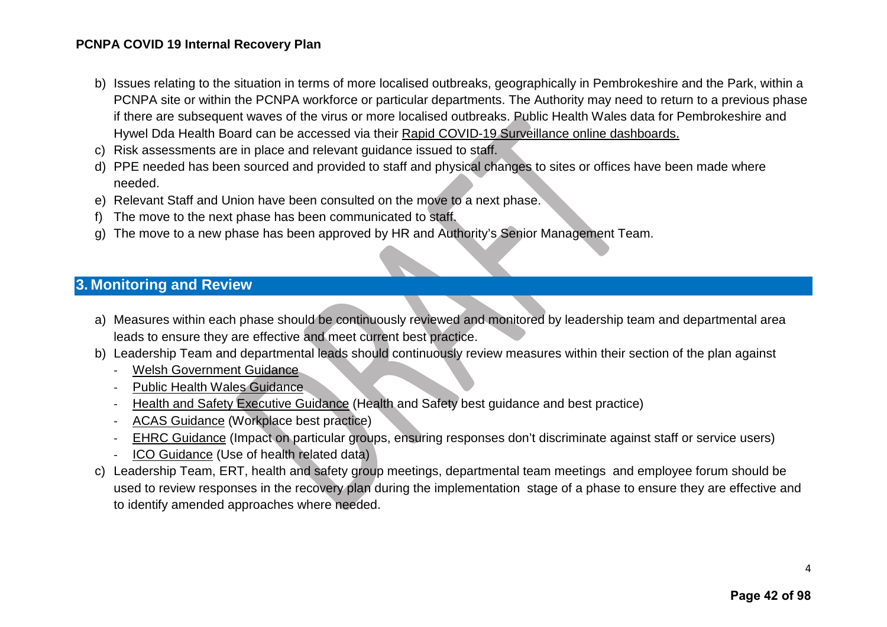b) Issues relating to the situation in terms of more localised outbreaks, geographically in Pembrokeshire and the Park, within a PCNPA site or within the PCNPA workforce or particular departments. The Authority may need to return to a previous phase if there are subsequent waves of the virus or more localised outbreaks. Public Health Wales data for Pembrokeshire and Hywel Dda Health Board can be accessed via their Rapid COVID-19 Surveillance online dashboards.
c) Risk assessments are in place and relevant guidance issued to staff.
d) PPE needed has been sourced and provided to staff and physical changes to sites or offices have been made where needed.
e) Relevant Staff and Union have been consulted on the move to a next phase.
f) The move to the next phase has been communicated to staff.
g) The move to a new phase has been approved by HR and Authority's Senior Management Team.

## 3. Monitoring and Review

a) Measures within each phase should be continuously reviewed and monitored by leadership team and departmental area leads to ensure they are effective and meet current best practice.
b) Leadership Team and departmental leads should continuously review measures within their section of the plan against
   - Welsh Government Guidance
   - Public Health Wales Guidance
   - Health and Safety Executive Guidance (Health and Safety best guidance and best practice)
   - ACAS Guidance (Workplace best practice)
   - EHRC Guidance (Impact on particular groups, ensuring responses don't discriminate against staff or service users)
   - ICO Guidance (Use of health related data)
c) Leadership Team, ERT, health and safety group meetings, departmental team meetings and employee forum should be used to review responses in the recovery plan during the implementation stage of a phase to ensure they are effective and to identify amended approaches where needed.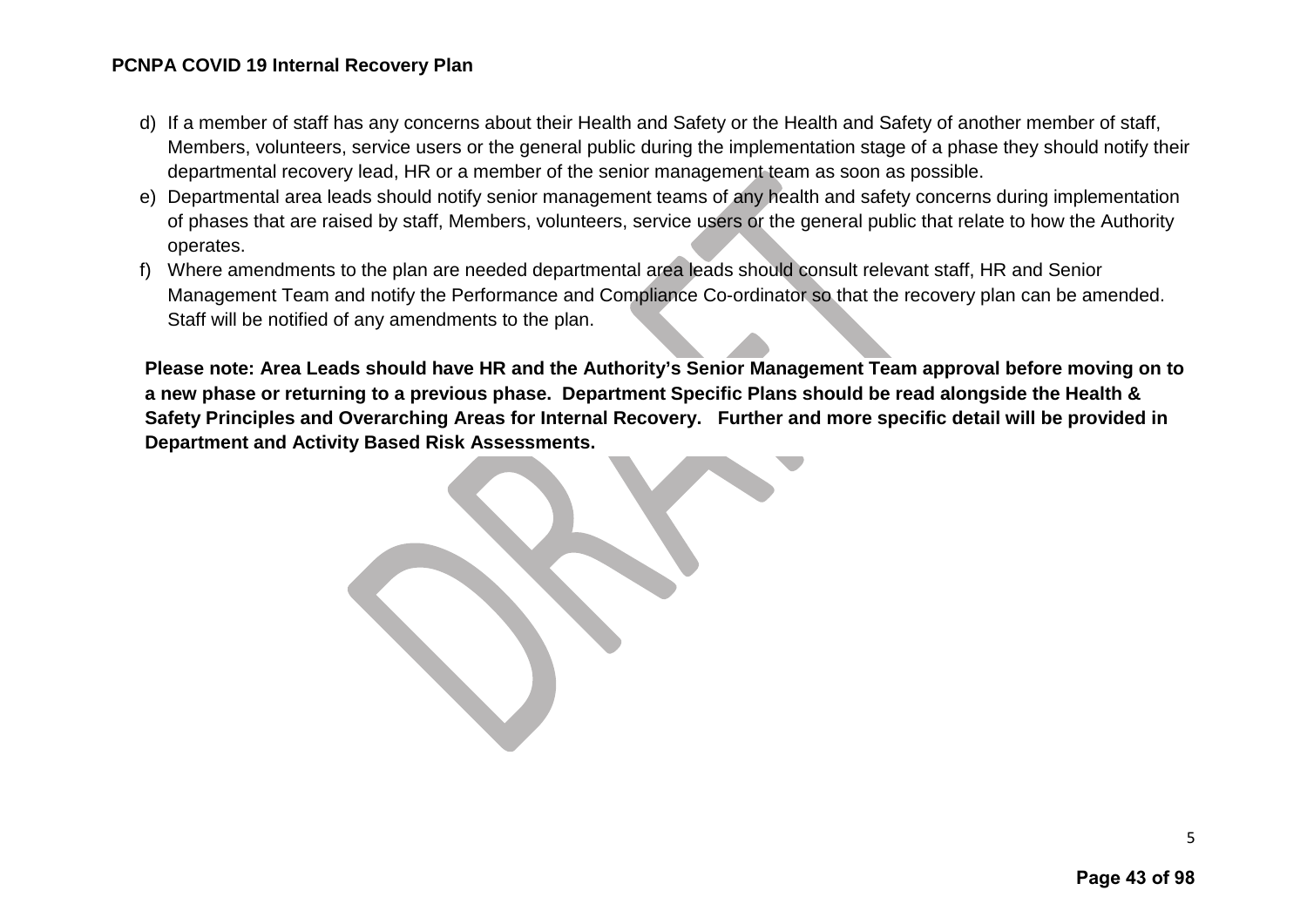d) If a member of staff has any concerns about their Health and Safety or the Health and Safety of another member of staff, Members, volunteers, service users or the general public during the implementation stage of a phase they should notify their departmental recovery lead, HR or a member of the senior management team as soon as possible.
e) Departmental area leads should notify senior management teams of any health and safety concerns during implementation of phases that are raised by staff, Members, volunteers, service users or the general public that relate to how the Authority operates.
f) Where amendments to the plan are needed departmental area leads should consult relevant staff, HR and Senior Management Team and notify the Performance and Compliance Co-ordinator so that the recovery plan can be amended. Staff will be notified of any amendments to the plan.

**Please note: Area Leads should have HR and the Authority's Senior Management Team approval before moving on to a new phase or returning to a previous phase. Department Specific Plans should be read alongside the Health & Safety Principles and Overarching Areas for Internal Recovery. Further and more specific detail will be provided in Department and Activity Based Risk Assessments.**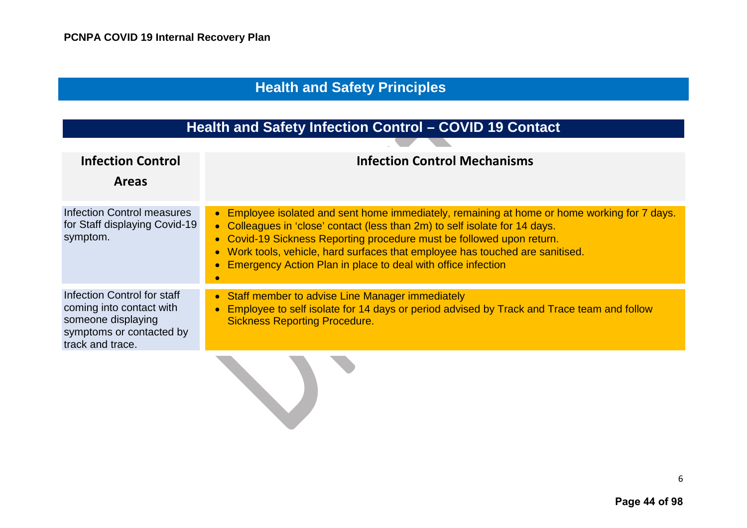## Health and Safety Principles

### Health and Safety Infection Control – COVID 19 Contact

| Infection Control Areas | Infection Control Mechanisms |
| --- | --- |
| Infection Control measures for Staff displaying Covid-19 symptom. | • Employee isolated and sent home immediately, remaining at home or home working for 7 days.<br>• Colleagues in 'close' contact (less than 2m) to self isolate for 14 days.<br>• Covid-19 Sickness Reporting procedure must be followed upon return.<br>• Work tools, vehicle, hard surfaces that employee has touched are sanitised.<br>• Emergency Action Plan in place to deal with office infection<br>• |
| Infection Control for staff coming into contact with someone displaying symptoms or contacted by track and trace. | • Staff member to advise Line Manager immediately<br>• Employee to self isolate for 14 days or period advised by Track and Trace team and follow Sickness Reporting Procedure. |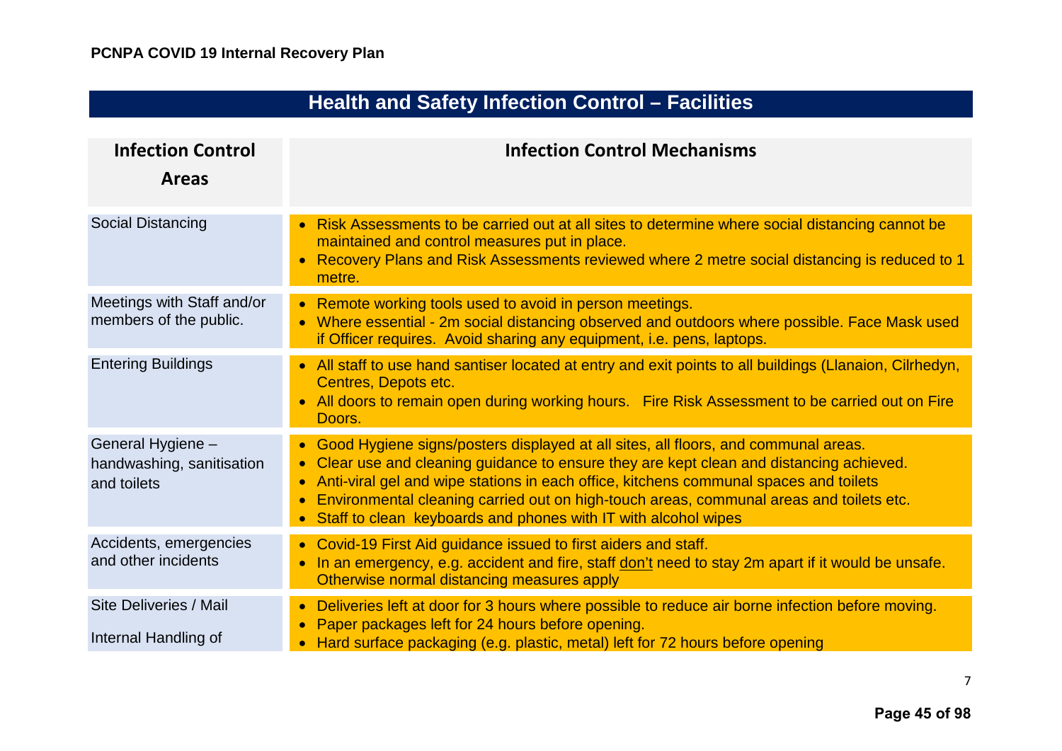## Health and Safety Infection Control – Facilities

| Infection Control Areas | Infection Control Mechanisms |
|---|---|
| Social Distancing | • Risk Assessments to be carried out at all sites to determine where social distancing cannot be maintained and control measures put in place.<br>• Recovery Plans and Risk Assessments reviewed where 2 metre social distancing is reduced to 1 metre. |
| Meetings with Staff and/or members of the public. | • Remote working tools used to avoid in person meetings.<br>• Where essential - 2m social distancing observed and outdoors where possible. Face Mask used if Officer requires. Avoid sharing any equipment, i.e. pens, laptops. |
| Entering Buildings | • All staff to use hand santiser located at entry and exit points to all buildings (Llanaion, Cilrhedyn, Centres, Depots etc.<br>• All doors to remain open during working hours. Fire Risk Assessment to be carried out on Fire Doors. |
| General Hygiene – handwashing, sanitisation and toilets | • Good Hygiene signs/posters displayed at all sites, all floors, and communal areas.<br>• Clear use and cleaning guidance to ensure they are kept clean and distancing achieved.<br>• Anti-viral gel and wipe stations in each office, kitchens communal spaces and toilets<br>• Environmental cleaning carried out on high-touch areas, communal areas and toilets etc.<br>• Staff to clean keyboards and phones with IT with alcohol wipes |
| Accidents, emergencies and other incidents | • Covid-19 First Aid guidance issued to first aiders and staff.<br>• In an emergency, e.g. accident and fire, staff <u>don't</u> need to stay 2m apart if it would be unsafe. Otherwise normal distancing measures apply |
| Site Deliveries / Mail<br><br>Internal Handling of | • Deliveries left at door for 3 hours where possible to reduce air borne infection before moving.<br>• Paper packages left for 24 hours before opening.<br>• Hard surface packaging (e.g. plastic, metal) left for 72 hours before opening |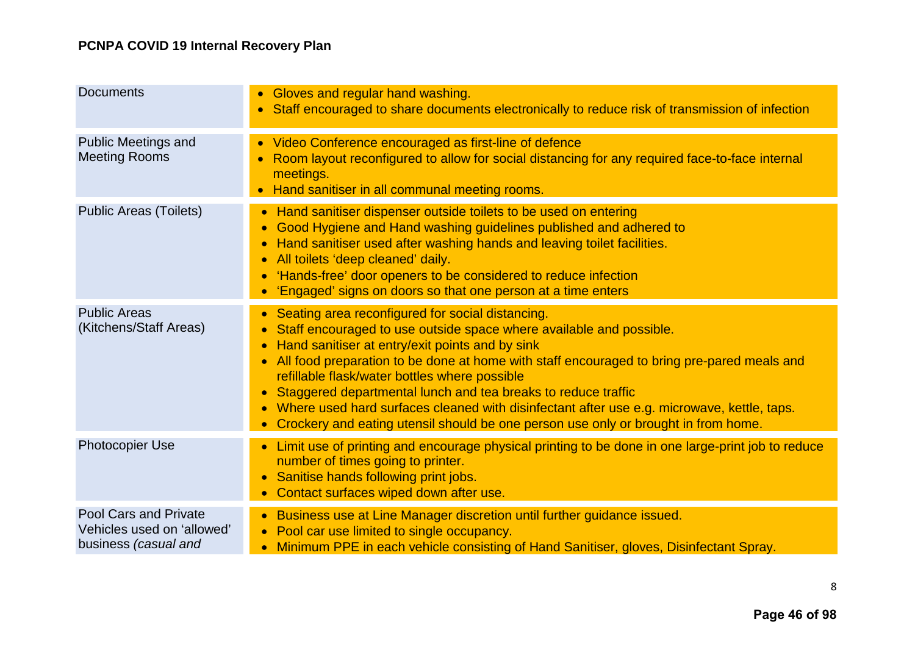| | |
|---|---|
| Documents | • Gloves and regular hand washing.<br>• Staff encouraged to share documents electronically to reduce risk of transmission of infection |
| Public Meetings and Meeting Rooms | • Video Conference encouraged as first-line of defence<br>• Room layout reconfigured to allow for social distancing for any required face-to-face internal meetings.<br>• Hand sanitiser in all communal meeting rooms. |
| Public Areas (Toilets) | • Hand sanitiser dispenser outside toilets to be used on entering<br>• Good Hygiene and Hand washing guidelines published and adhered to<br>• Hand sanitiser used after washing hands and leaving toilet facilities.<br>• All toilets 'deep cleaned' daily.<br>• 'Hands-free' door openers to be considered to reduce infection<br>• 'Engaged' signs on doors so that one person at a time enters |
| Public Areas (Kitchens/Staff Areas) | • Seating area reconfigured for social distancing.<br>• Staff encouraged to use outside space where available and possible.<br>• Hand sanitiser at entry/exit points and by sink<br>• All food preparation to be done at home with staff encouraged to bring pre-pared meals and refillable flask/water bottles where possible<br>• Staggered departmental lunch and tea breaks to reduce traffic<br>• Where used hard surfaces cleaned with disinfectant after use e.g. microwave, kettle, taps.<br>• Crockery and eating utensil should be one person use only or brought in from home. |
| Photocopier Use | • Limit use of printing and encourage physical printing to be done in one large-print job to reduce number of times going to printer.<br>• Sanitise hands following print jobs.<br>• Contact surfaces wiped down after use. |
| Pool Cars and Private Vehicles used on 'allowed' business *(casual and* | • Business use at Line Manager discretion until further guidance issued.<br>• Pool car use limited to single occupancy.<br>• Minimum PPE in each vehicle consisting of Hand Sanitiser, gloves, Disinfectant Spray. |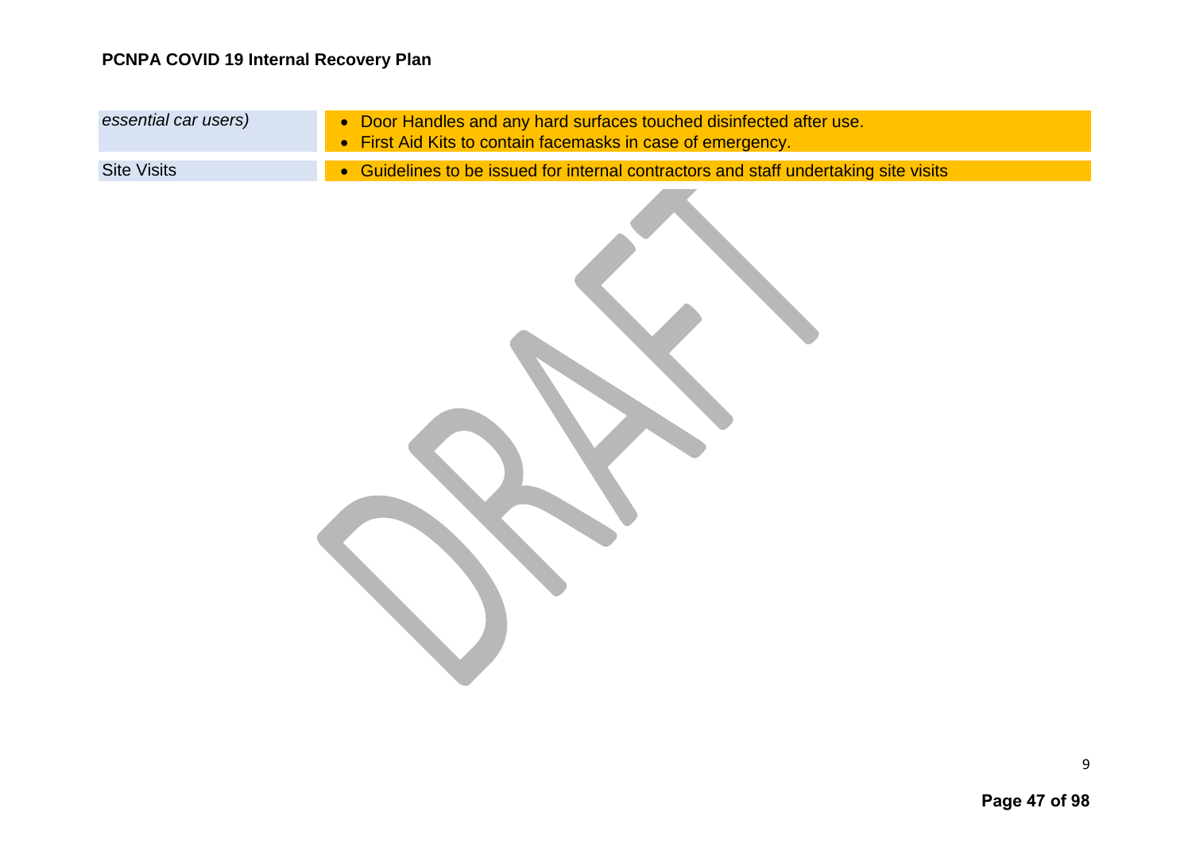| | |
|---|---|
| *essential car users)* | • Door Handles and any hard surfaces touched disinfected after use.<br>• First Aid Kits to contain facemasks in case of emergency. |
| Site Visits | • Guidelines to be issued for internal contractors and staff undertaking site visits |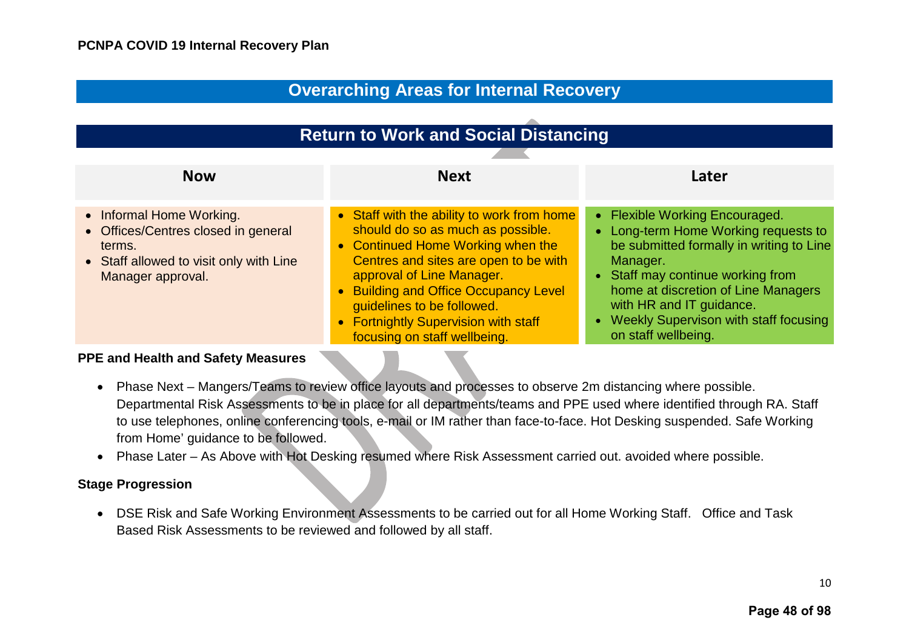## Overarching Areas for Internal Recovery

### Return to Work and Social Distancing

| Now | Next | Later |
|---|---|---|
| • Informal Home Working.<br>• Offices/Centres closed in general terms.<br>• Staff allowed to visit only with Line Manager approval. | • Staff with the ability to work from home should do so as much as possible.<br>• Continued Home Working when the Centres and sites are open to be with approval of Line Manager.<br>• Building and Office Occupancy Level guidelines to be followed.<br>• Fortnightly Supervision with staff focusing on staff wellbeing. | • Flexible Working Encouraged.<br>• Long-term Home Working requests to be submitted formally in writing to Line Manager.<br>• Staff may continue working from home at discretion of Line Managers with HR and IT guidance.<br>• Weekly Supervison with staff focusing on staff wellbeing. |

**PPE and Health and Safety Measures**

- Phase Next – Mangers/Teams to review office layouts and processes to observe 2m distancing where possible. Departmental Risk Assessments to be in place for all departments/teams and PPE used where identified through RA. Staff to use telephones, online conferencing tools, e-mail or IM rather than face-to-face. Hot Desking suspended. Safe Working from Home' guidance to be followed.
- Phase Later – As Above with Hot Desking resumed where Risk Assessment carried out. avoided where possible.

**Stage Progression**

- DSE Risk and Safe Working Environment Assessments to be carried out for all Home Working Staff. Office and Task Based Risk Assessments to be reviewed and followed by all staff.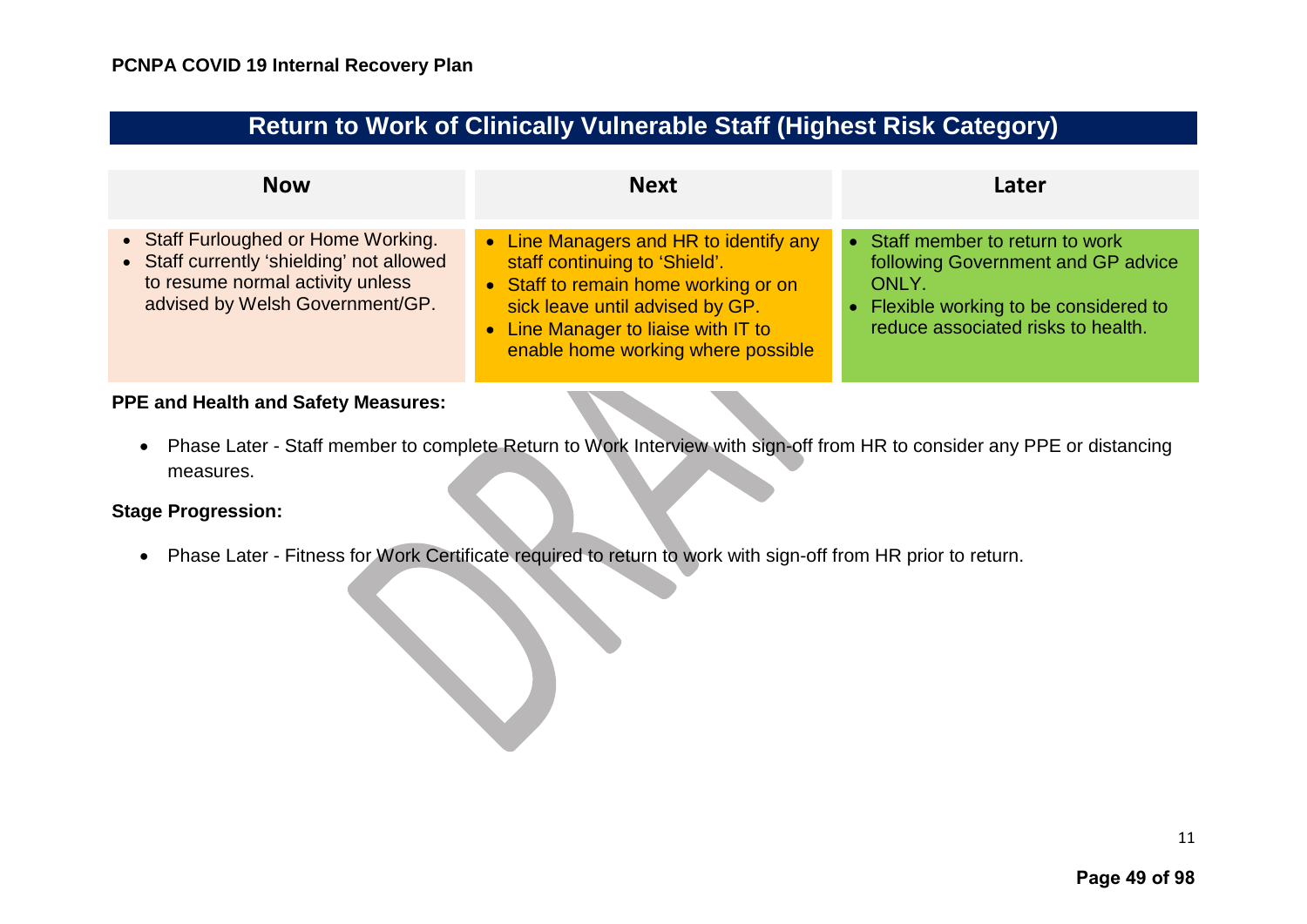## Return to Work of Clinically Vulnerable Staff (Highest Risk Category)

| Now | Next | Later |
|---|---|---|
| • Staff Furloughed or Home Working.<br>• Staff currently 'shielding' not allowed to resume normal activity unless advised by Welsh Government/GP. | • Line Managers and HR to identify any staff continuing to 'Shield'.<br>• Staff to remain home working or on sick leave until advised by GP.<br>• Line Manager to liaise with IT to enable home working where possible | • Staff member to return to work following Government and GP advice ONLY.<br>• Flexible working to be considered to reduce associated risks to health. |

**PPE and Health and Safety Measures:**

- Phase Later - Staff member to complete Return to Work Interview with sign-off from HR to consider any PPE or distancing measures.

**Stage Progression:**

- Phase Later - Fitness for Work Certificate required to return to work with sign-off from HR prior to return.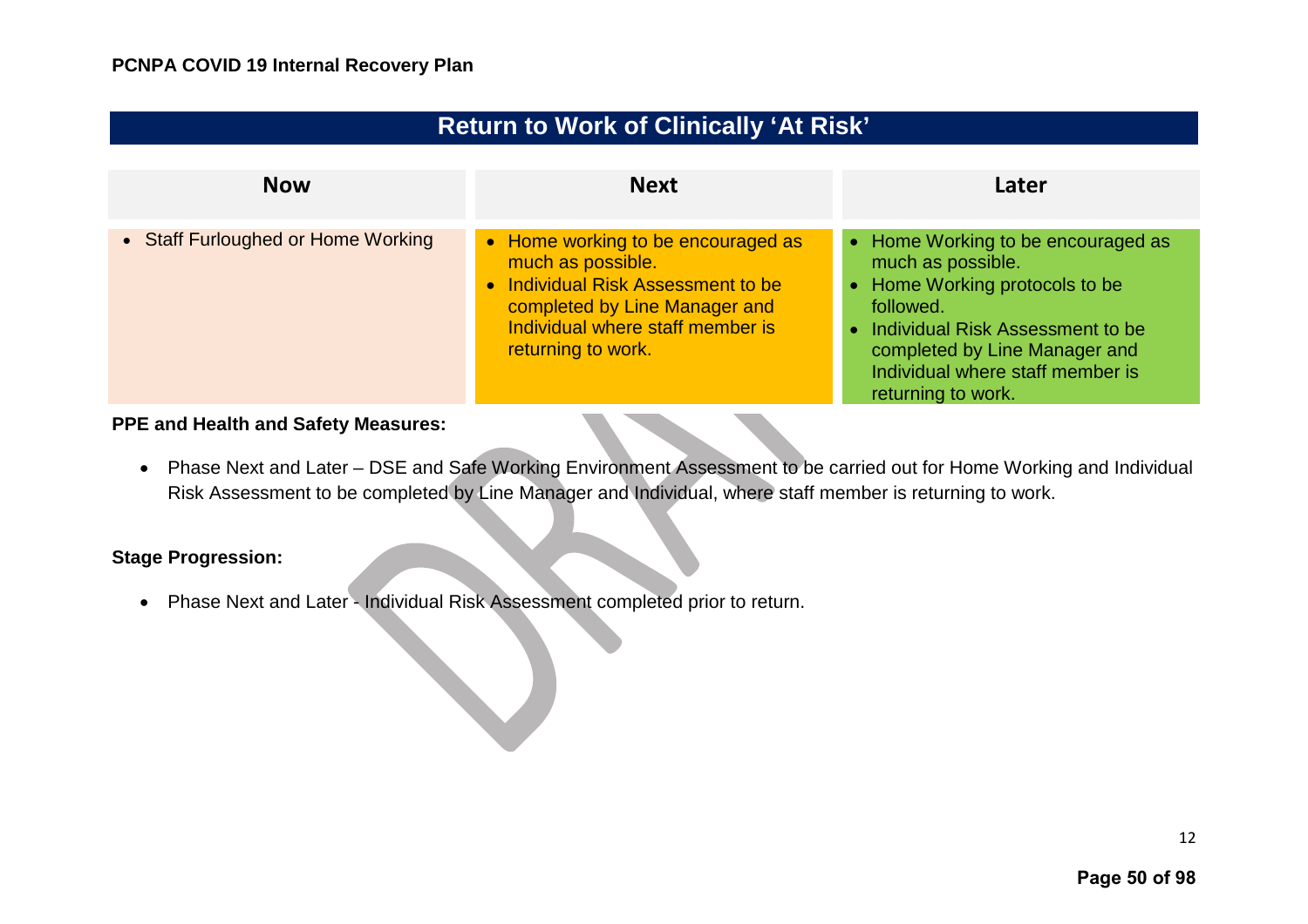## Return to Work of Clinically 'At Risk'

| Now | Next | Later |
|---|---|---|
| • Staff Furloughed or Home Working | • Home working to be encouraged as much as possible.<br>• Individual Risk Assessment to be completed by Line Manager and Individual where staff member is returning to work. | • Home Working to be encouraged as much as possible.<br>• Home Working protocols to be followed.<br>• Individual Risk Assessment to be completed by Line Manager and Individual where staff member is returning to work. |

**PPE and Health and Safety Measures:**

- Phase Next and Later – DSE and Safe Working Environment Assessment to be carried out for Home Working and Individual Risk Assessment to be completed by Line Manager and Individual, where staff member is returning to work.

**Stage Progression:**

- Phase Next and Later - Individual Risk Assessment completed prior to return.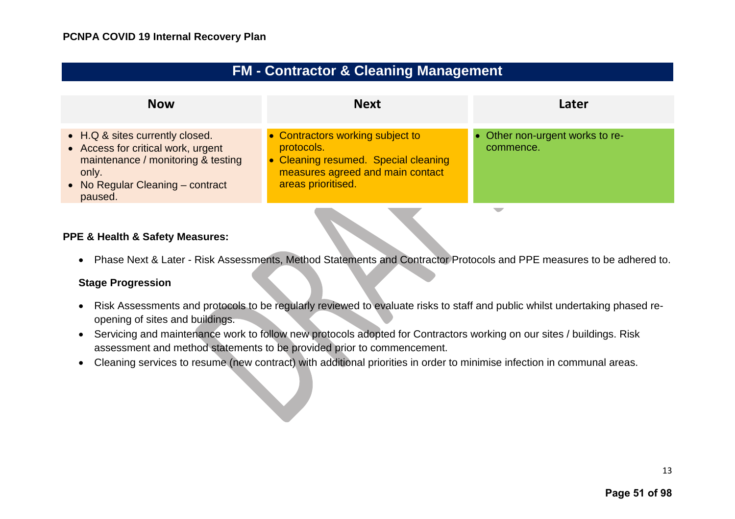## FM - Contractor & Cleaning Management

| Now | Next | Later |
| --- | --- | --- |
| • H.Q & sites currently closed.<br>• Access for critical work, urgent maintenance / monitoring & testing only.<br>• No Regular Cleaning – contract paused. | • Contractors working subject to protocols.<br>• Cleaning resumed. Special cleaning measures agreed and main contact areas prioritised. | • Other non-urgent works to re-commence. |

**PPE & Health & Safety Measures:**

- Phase Next & Later - Risk Assessments, Method Statements and Contractor Protocols and PPE measures to be adhered to.

**Stage Progression**

- Risk Assessments and protocols to be regularly reviewed to evaluate risks to staff and public whilst undertaking phased re-opening of sites and buildings.
- Servicing and maintenance work to follow new protocols adopted for Contractors working on our sites / buildings. Risk assessment and method statements to be provided prior to commencement.
- Cleaning services to resume (new contract) with additional priorities in order to minimise infection in communal areas.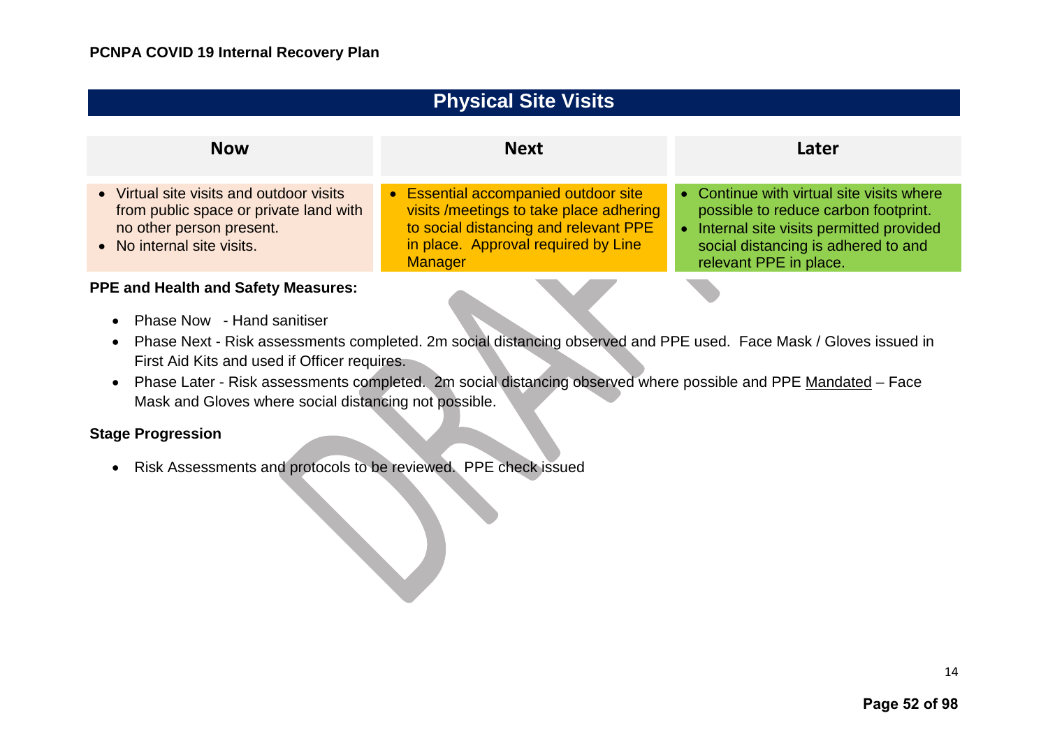## Physical Site Visits

| Now | Next | Later |
|---|---|---|
| • Virtual site visits and outdoor visits from public space or private land with no other person present.<br>• No internal site visits. | • Essential accompanied outdoor site visits /meetings to take place adhering to social distancing and relevant PPE in place. Approval required by Line Manager | • Continue with virtual site visits where possible to reduce carbon footprint.<br>• Internal site visits permitted provided social distancing is adhered to and relevant PPE in place. |

**PPE and Health and Safety Measures:**

- Phase Now - Hand sanitiser
- Phase Next - Risk assessments completed. 2m social distancing observed and PPE used. Face Mask / Gloves issued in First Aid Kits and used if Officer requires.
- Phase Later - Risk assessments completed. 2m social distancing observed where possible and PPE Mandated – Face Mask and Gloves where social distancing not possible.

**Stage Progression**

- Risk Assessments and protocols to be reviewed. PPE check issued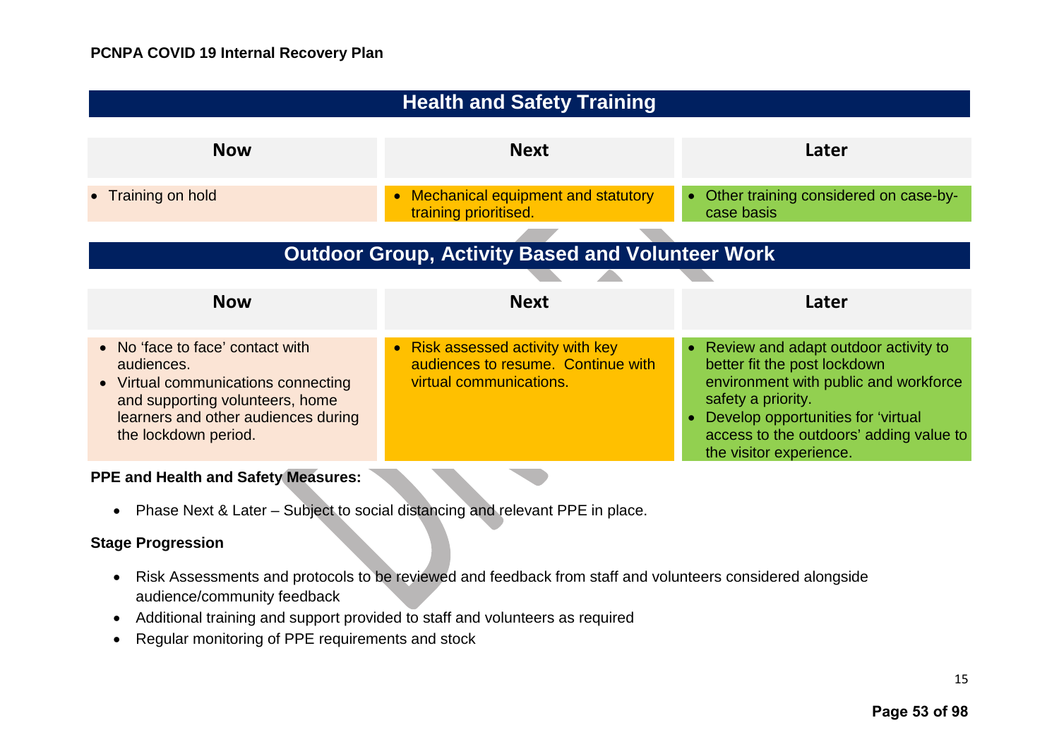## Health and Safety Training

| Now | Next | Later |
| --- | --- | --- |
| • Training on hold | • Mechanical equipment and statutory training prioritised. | • Other training considered on case-by-case basis |

## Outdoor Group, Activity Based and Volunteer Work

| Now | Next | Later |
| --- | --- | --- |
| • No 'face to face' contact with audiences.<br>• Virtual communications connecting and supporting volunteers, home learners and other audiences during the lockdown period. | • Risk assessed activity with key audiences to resume. Continue with virtual communications. | • Review and adapt outdoor activity to better fit the post lockdown environment with public and workforce safety a priority.<br>• Develop opportunities for 'virtual access to the outdoors' adding value to the visitor experience. |

**PPE and Health and Safety Measures:**

- Phase Next & Later – Subject to social distancing and relevant PPE in place.

**Stage Progression**

- Risk Assessments and protocols to be reviewed and feedback from staff and volunteers considered alongside audience/community feedback
- Additional training and support provided to staff and volunteers as required
- Regular monitoring of PPE requirements and stock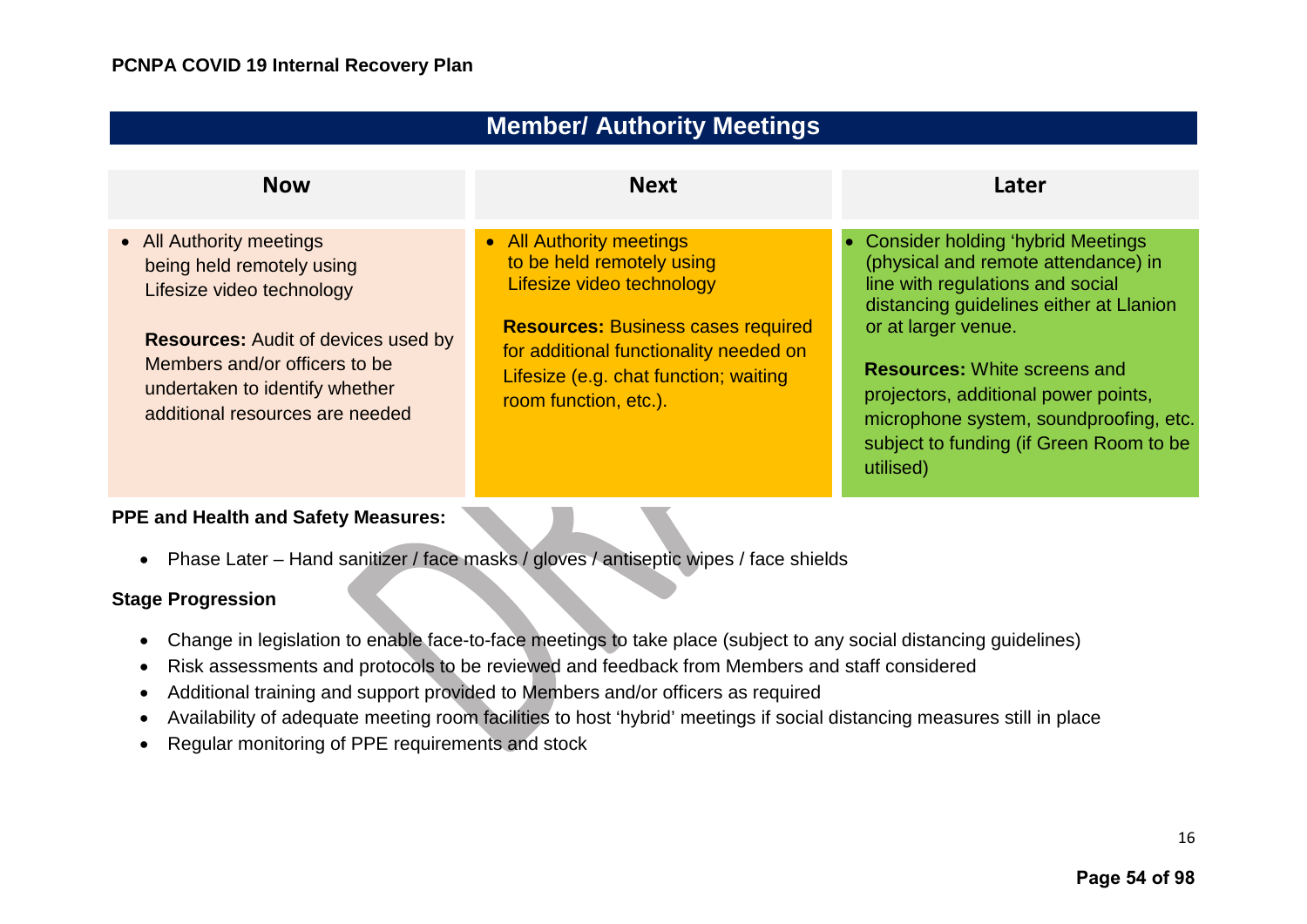## Member/ Authority Meetings

| Now | Next | Later |
| --- | --- | --- |
| • All Authority meetings being held remotely using Lifesize video technology<br><br>**Resources:** Audit of devices used by Members and/or officers to be undertaken to identify whether additional resources are needed | • All Authority meetings to be held remotely using Lifesize video technology<br><br>**Resources:** Business cases required for additional functionality needed on Lifesize (e.g. chat function; waiting room function, etc.). | • Consider holding 'hybrid Meetings (physical and remote attendance) in line with regulations and social distancing guidelines either at Llanion or at larger venue.<br><br>**Resources:** White screens and projectors, additional power points, microphone system, soundproofing, etc. subject to funding (if Green Room to be utilised) |

**PPE and Health and Safety Measures:**

- Phase Later – Hand sanitizer / face masks / gloves / antiseptic wipes / face shields

**Stage Progression**

- Change in legislation to enable face-to-face meetings to take place (subject to any social distancing guidelines)
- Risk assessments and protocols to be reviewed and feedback from Members and staff considered
- Additional training and support provided to Members and/or officers as required
- Availability of adequate meeting room facilities to host 'hybrid' meetings if social distancing measures still in place
- Regular monitoring of PPE requirements and stock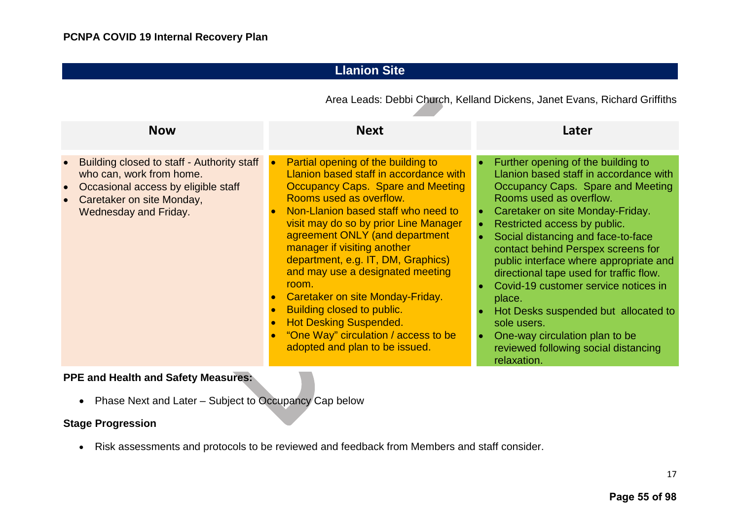**PCNPA COVID 19 Internal Recovery Plan**

## Llanion Site

Area Leads: Debbi Church, Kelland Dickens, Janet Evans, Richard Griffiths

| Now | Next | Later |
| --- | --- | --- |
| • Building closed to staff - Authority staff who can, work from home.<br>• Occasional access by eligible staff<br>• Caretaker on site Monday, Wednesday and Friday. | • Partial opening of the building to Llanion based staff in accordance with Occupancy Caps. Spare and Meeting Rooms used as overflow.<br>• Non-Llanion based staff who need to visit may do so by prior Line Manager agreement ONLY (and department manager if visiting another department, e.g. IT, DM, Graphics) and may use a designated meeting room.<br>• Caretaker on site Monday-Friday.<br>• Building closed to public.<br>• Hot Desking Suspended.<br>• "One Way" circulation / access to be adopted and plan to be issued. | • Further opening of the building to Llanion based staff in accordance with Occupancy Caps. Spare and Meeting Rooms used as overflow.<br>• Caretaker on site Monday-Friday.<br>• Restricted access by public.<br>• Social distancing and face-to-face contact behind Perspex screens for public interface where appropriate and directional tape used for traffic flow.<br>• Covid-19 customer service notices in place.<br>• Hot Desks suspended but allocated to sole users.<br>• One-way circulation plan to be reviewed following social distancing relaxation. |

**PPE and Health and Safety Measures:**

- Phase Next and Later – Subject to Occupancy Cap below

**Stage Progression**

- Risk assessments and protocols to be reviewed and feedback from Members and staff consider.